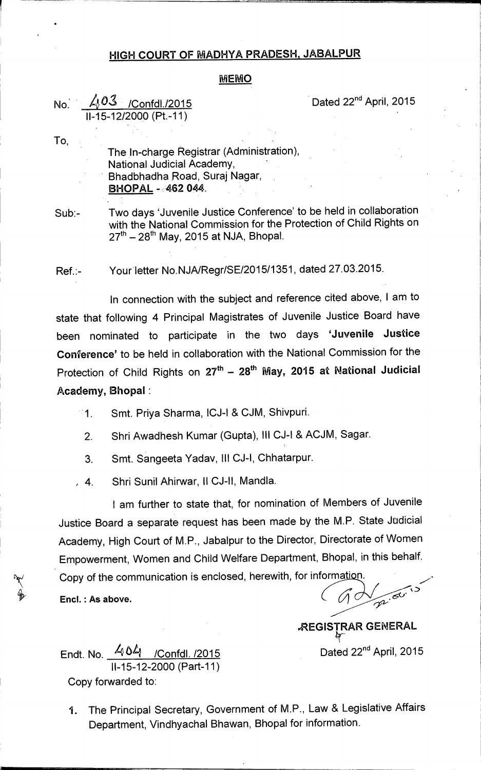## HIGH COURT OF MADHYA PRADESH, JABALPUR

### MEMO

No. 403 /Confdl./2015
II-15-12/2000 (Pt.-11)

Dated 22nd April, 2015

To,

The In-charge Registrar (Administration),
National Judicial Academy,
Bhadbhadha Road, Suraj Nagar,
**BHOPAL - 462 044.**

Sub:- Two days 'Juvenile Justice Conference' to be held in collaboration with the National Commission for the Protection of Child Rights on 27th – 28th May, 2015 at NJA, Bhopal.

Ref.:- Your letter No.NJA/Regr/SE/2015/1351, dated 27.03.2015.

In connection with the subject and reference cited above, I am to state that following 4 Principal Magistrates of Juvenile Justice Board have been nominated to participate in the two days **'Juvenile Justice Conference'** to be held in collaboration with the National Commission for the Protection of Child Rights on **27th – 28th May, 2015 at National Judicial Academy, Bhopal** :

1. Smt. Priya Sharma, ICJ-I & CJM, Shivpuri.
2. Shri Awadhesh Kumar (Gupta), III CJ-I & ACJM, Sagar.
3. Smt. Sangeeta Yadav, III CJ-I, Chhatarpur.
4. Shri Sunil Ahirwar, II CJ-II, Mandla.

I am further to state that, for nomination of Members of Juvenile Justice Board a separate request has been made by the M.P. State Judicial Academy, High Court of M.P., Jabalpur to the Director, Directorate of Women Empowerment, Women and Child Welfare Department, Bhopal, in this behalf. Copy of the communication is enclosed, herewith, for information.

**Encl. : As above.**

**REGISTRAR GENERAL**

Endt. No. 404 /Confdl. /2015
II-15-12-2000 (Part-11)

Dated 22nd April, 2015

Copy forwarded to:

1. The Principal Secretary, Government of M.P., Law & Legislative Affairs Department, Vindhyachal Bhawan, Bhopal for information.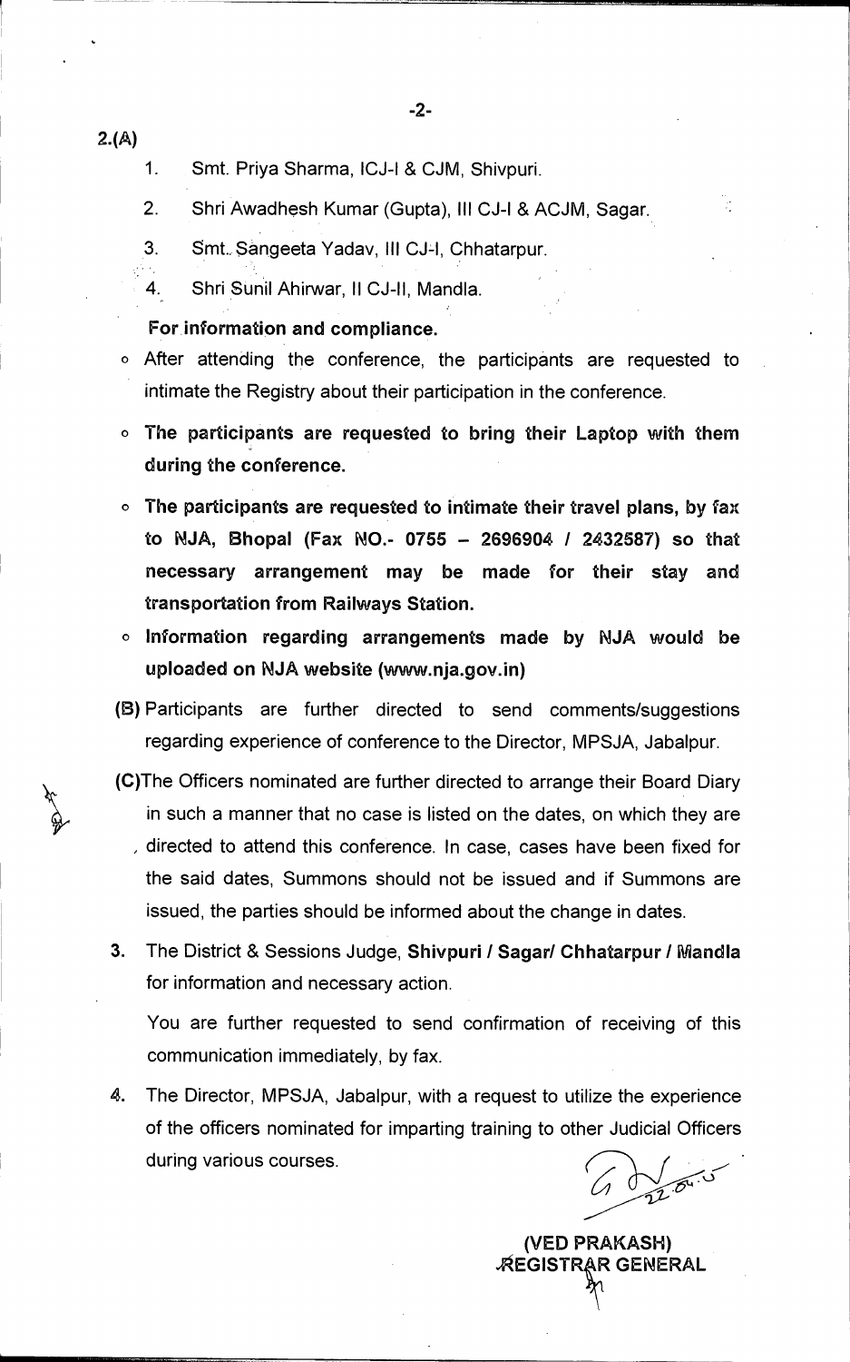2.(A)

1. Smt. Priya Sharma, ICJ-I & CJM, Shivpuri.
2. Shri Awadhesh Kumar (Gupta), III CJ-I & ACJM, Sagar.
3. Smt. Sangeeta Yadav, III CJ-I, Chhatarpur.
4. Shri Sunil Ahirwar, II CJ-II, Mandla.

**For information and compliance.**

- After attending the conference, the participants are requested to intimate the Registry about their participation in the conference.
- **The participants are requested to bring their Laptop with them during the conference.**
- **The participants are requested to intimate their travel plans, by fax to NJA, Bhopal (Fax NO.- 0755 – 2696904 / 2432587) so that necessary arrangement may be made for their stay and transportation from Railways Station.**
- **Information regarding arrangements made by NJA would be uploaded on NJA website (www.nja.gov.in)**

**(B)** Participants are further directed to send comments/suggestions regarding experience of conference to the Director, MPSJA, Jabalpur.

**(C)** The Officers nominated are further directed to arrange their Board Diary in such a manner that no case is listed on the dates, on which they are directed to attend this conference. In case, cases have been fixed for the said dates, Summons should not be issued and if Summons are issued, the parties should be informed about the change in dates.

**3.** The District & Sessions Judge, **Shivpuri / Sagar/ Chhatarpur / Mandla** for information and necessary action.

You are further requested to send confirmation of receiving of this communication immediately, by fax.

**4.** The Director, MPSJA, Jabalpur, with a request to utilize the experience of the officers nominated for imparting training to other Judicial Officers during various courses.

22.04.

**(VED PRAKASH)**
**REGISTRAR GENERAL**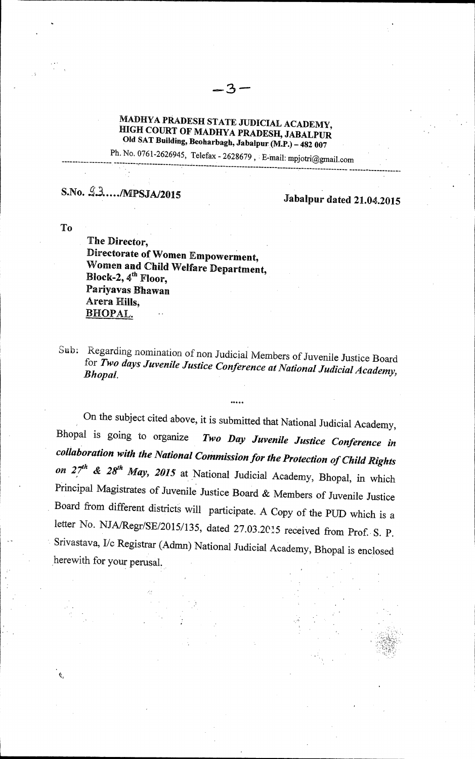**MADHYA PRADESH STATE JUDICIAL ACADEMY,**
**HIGH COURT OF MADHYA PRADESH, JABALPUR**
**Old SAT Building, Beoharbagh, Jabalpur (M.P.) – 482 007**

Ph. No. 0761-2626945, Telefax - 2628679 , E-mail: mpjotri@gmail.com

---

**S.No. 23...../MPSJA/2015** **Jabalpur dated 21.04.2015**

**To**

**The Director,**
**Directorate of Women Empowerment,**
**Women and Child Welfare Department,**
**Block-2, 4th Floor,**
**Pariyavas Bhawan**
**Arera Hills,**
**BHOPAL.**

Sub: Regarding nomination of non Judicial Members of Juvenile Justice Board for ***Two days Juvenile Justice Conference at National Judicial Academy, Bhopal.***

.....

On the subject cited above, it is submitted that National Judicial Academy, Bhopal is going to organize ***Two Day Juvenile Justice Conference in collaboration with the National Commission for the Protection of Child Rights on 27th & 28th May, 2015*** at National Judicial Academy, Bhopal, in which Principal Magistrates of Juvenile Justice Board & Members of Juvenile Justice Board from different districts will participate. A Copy of the PUD which is a letter No. NJA/Regr/SE/2015/135, dated 27.03.2015 received from Prof. S. P. Srivastava, I/c Registrar (Admn) National Judicial Academy, Bhopal is enclosed herewith for your perusal.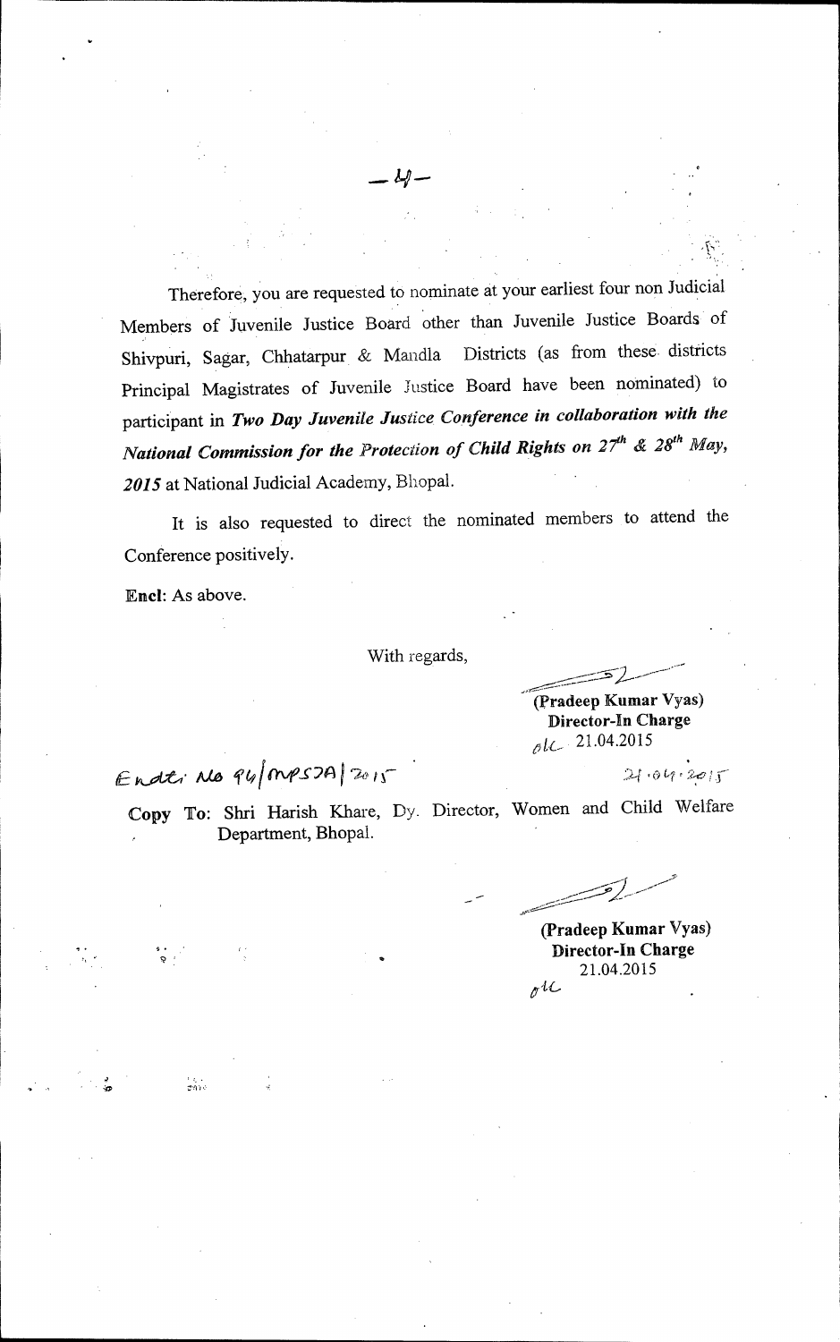Therefore, you are requested to nominate at your earliest four non Judicial Members of Juvenile Justice Board other than Juvenile Justice Boards of Shivpuri, Sagar, Chhatarpur & Mandla Districts (as from these districts Principal Magistrates of Juvenile Justice Board have been nominated) to participant in ***Two Day Juvenile Justice Conference in collaboration with the National Commission for the Protection of Child Rights on 27th & 28th May, 2015*** at National Judicial Academy, Bhopal.

It is also requested to direct the nominated members to attend the Conference positively.

**Encl:** As above.

With regards,

**(Pradeep Kumar Vyas)**
**Director-In Charge**
21.04.2015

Endt. No 96/MPSJA/2015

21.04.2015

**Copy To:** Shri Harish Khare, Dy. Director, Women and Child Welfare Department, Bhopal.

**(Pradeep Kumar Vyas)**
**Director-In Charge**
21.04.2015